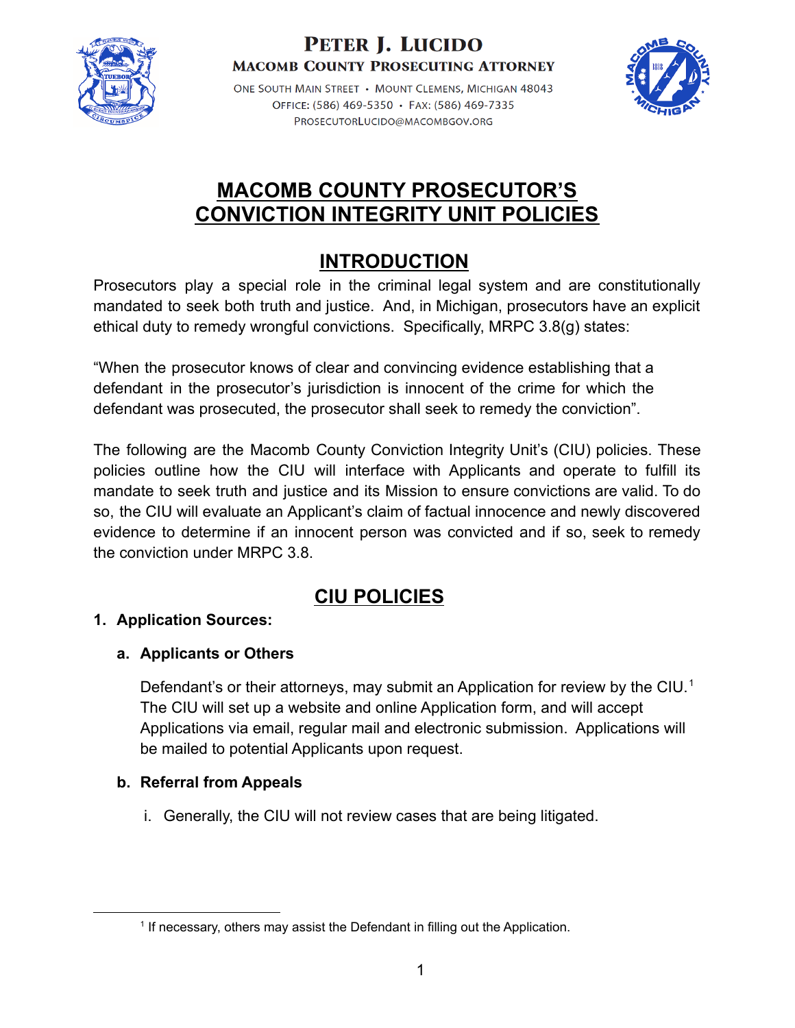**PETER J. LUCIDO**
**MACOMB COUNTY PROSECUTING ATTORNEY**

ONE SOUTH MAIN STREET • MOUNT CLEMENS, MICHIGAN 48043
OFFICE: (586) 469-5350 • FAX: (586) 469-7335
PROSECUTORLUCIDO@MACOMBGOV.ORG

# MACOMB COUNTY PROSECUTOR'S CONVICTION INTEGRITY UNIT POLICIES

## INTRODUCTION

Prosecutors play a special role in the criminal legal system and are constitutionally mandated to seek both truth and justice. And, in Michigan, prosecutors have an explicit ethical duty to remedy wrongful convictions. Specifically, MRPC 3.8(g) states:

"When the prosecutor knows of clear and convincing evidence establishing that a defendant in the prosecutor's jurisdiction is innocent of the crime for which the defendant was prosecuted, the prosecutor shall seek to remedy the conviction".

The following are the Macomb County Conviction Integrity Unit's (CIU) policies. These policies outline how the CIU will interface with Applicants and operate to fulfill its mandate to seek truth and justice and its Mission to ensure convictions are valid. To do so, the CIU will evaluate an Applicant's claim of factual innocence and newly discovered evidence to determine if an innocent person was convicted and if so, seek to remedy the conviction under MRPC 3.8.

## CIU POLICIES

1. **Application Sources:**

   a. **Applicants or Others**

   Defendant's or their attorneys, may submit an Application for review by the CIU.[1] The CIU will set up a website and online Application form, and will accept Applications via email, regular mail and electronic submission. Applications will be mailed to potential Applicants upon request.

   b. **Referral from Appeals**

      i. Generally, the CIU will not review cases that are being litigated.

[1] If necessary, others may assist the Defendant in filling out the Application.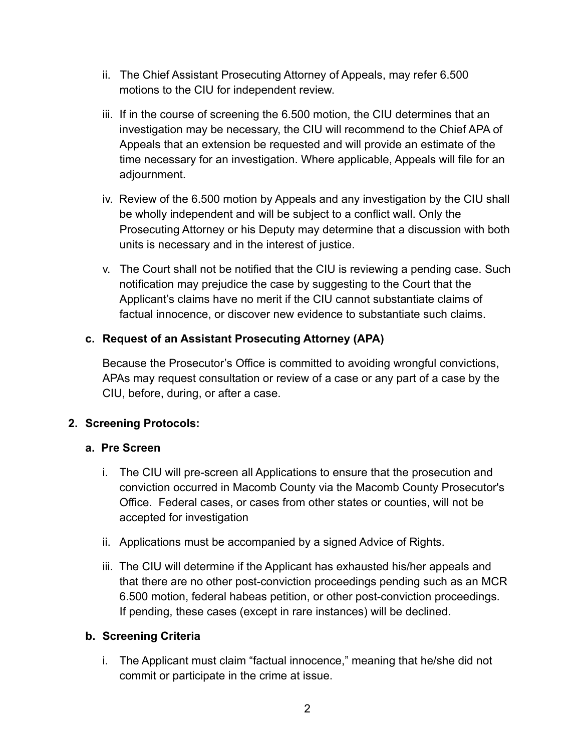ii. The Chief Assistant Prosecuting Attorney of Appeals, may refer 6.500 motions to the CIU for independent review.

iii. If in the course of screening the 6.500 motion, the CIU determines that an investigation may be necessary, the CIU will recommend to the Chief APA of Appeals that an extension be requested and will provide an estimate of the time necessary for an investigation. Where applicable, Appeals will file for an adjournment.

iv. Review of the 6.500 motion by Appeals and any investigation by the CIU shall be wholly independent and will be subject to a conflict wall. Only the Prosecuting Attorney or his Deputy may determine that a discussion with both units is necessary and in the interest of justice.

v. The Court shall not be notified that the CIU is reviewing a pending case. Such notification may prejudice the case by suggesting to the Court that the Applicant's claims have no merit if the CIU cannot substantiate claims of factual innocence, or discover new evidence to substantiate such claims.

**c. Request of an Assistant Prosecuting Attorney (APA)**

Because the Prosecutor's Office is committed to avoiding wrongful convictions, APAs may request consultation or review of a case or any part of a case by the CIU, before, during, or after a case.

**2. Screening Protocols:**

**a. Pre Screen**

i. The CIU will pre-screen all Applications to ensure that the prosecution and conviction occurred in Macomb County via the Macomb County Prosecutor's Office. Federal cases, or cases from other states or counties, will not be accepted for investigation

ii. Applications must be accompanied by a signed Advice of Rights.

iii. The CIU will determine if the Applicant has exhausted his/her appeals and that there are no other post-conviction proceedings pending such as an MCR 6.500 motion, federal habeas petition, or other post-conviction proceedings. If pending, these cases (except in rare instances) will be declined.

**b. Screening Criteria**

i. The Applicant must claim "factual innocence," meaning that he/she did not commit or participate in the crime at issue.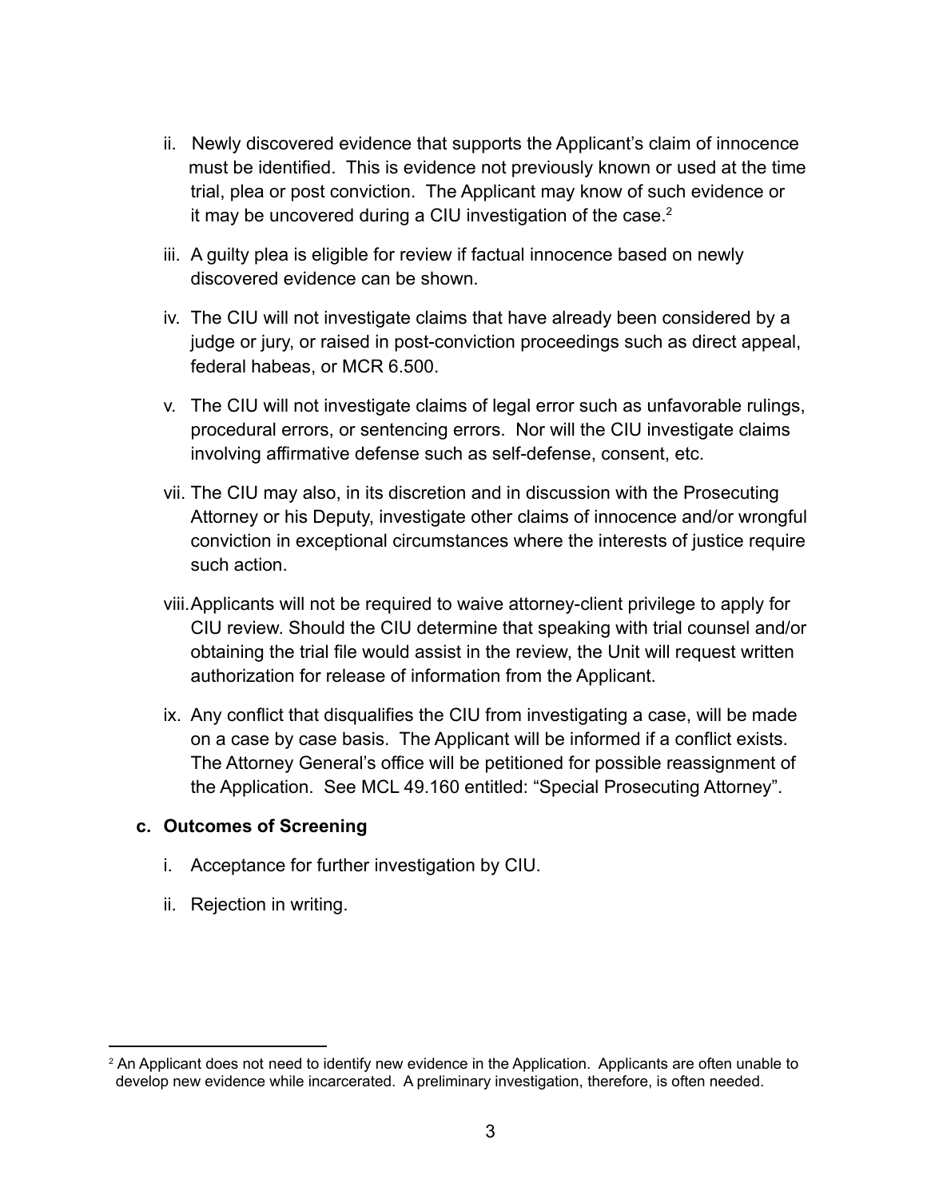ii. Newly discovered evidence that supports the Applicant's claim of innocence must be identified. This is evidence not previously known or used at the time trial, plea or post conviction. The Applicant may know of such evidence or it may be uncovered during a CIU investigation of the case.[2]

iii. A guilty plea is eligible for review if factual innocence based on newly discovered evidence can be shown.

iv. The CIU will not investigate claims that have already been considered by a judge or jury, or raised in post-conviction proceedings such as direct appeal, federal habeas, or MCR 6.500.

v. The CIU will not investigate claims of legal error such as unfavorable rulings, procedural errors, or sentencing errors. Nor will the CIU investigate claims involving affirmative defense such as self-defense, consent, etc.

vii. The CIU may also, in its discretion and in discussion with the Prosecuting Attorney or his Deputy, investigate other claims of innocence and/or wrongful conviction in exceptional circumstances where the interests of justice require such action.

viii. Applicants will not be required to waive attorney-client privilege to apply for CIU review. Should the CIU determine that speaking with trial counsel and/or obtaining the trial file would assist in the review, the Unit will request written authorization for release of information from the Applicant.

ix. Any conflict that disqualifies the CIU from investigating a case, will be made on a case by case basis. The Applicant will be informed if a conflict exists. The Attorney General's office will be petitioned for possible reassignment of the Application. See MCL 49.160 entitled: "Special Prosecuting Attorney".

**c. Outcomes of Screening**

i. Acceptance for further investigation by CIU.

ii. Rejection in writing.

---

[2] An Applicant does not need to identify new evidence in the Application. Applicants are often unable to develop new evidence while incarcerated. A preliminary investigation, therefore, is often needed.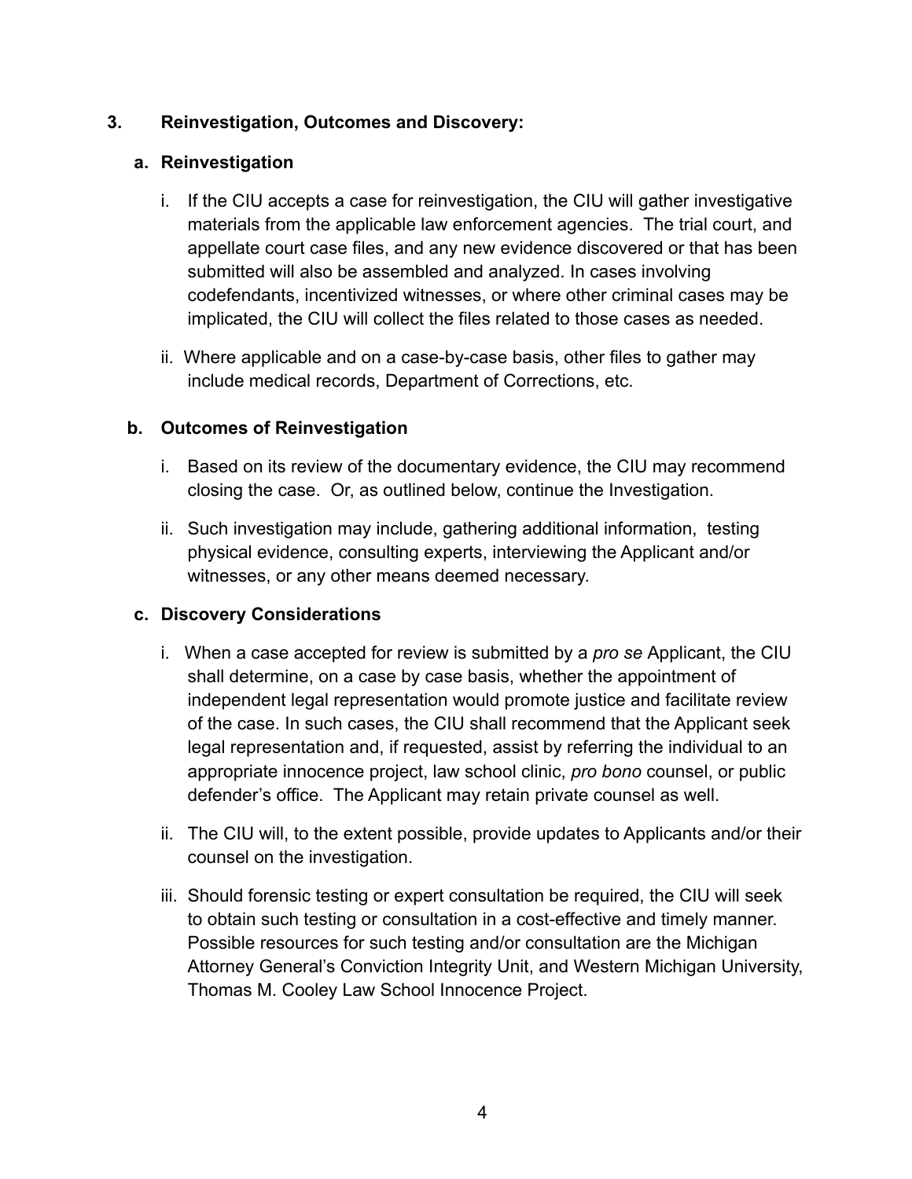### 3. Reinvestigation, Outcomes and Discovery:

#### a. Reinvestigation

i. If the CIU accepts a case for reinvestigation, the CIU will gather investigative materials from the applicable law enforcement agencies. The trial court, and appellate court case files, and any new evidence discovered or that has been submitted will also be assembled and analyzed. In cases involving codefendants, incentivized witnesses, or where other criminal cases may be implicated, the CIU will collect the files related to those cases as needed.

ii. Where applicable and on a case-by-case basis, other files to gather may include medical records, Department of Corrections, etc.

#### b. Outcomes of Reinvestigation

i. Based on its review of the documentary evidence, the CIU may recommend closing the case. Or, as outlined below, continue the Investigation.

ii. Such investigation may include, gathering additional information, testing physical evidence, consulting experts, interviewing the Applicant and/or witnesses, or any other means deemed necessary.

#### c. Discovery Considerations

i. When a case accepted for review is submitted by a *pro se* Applicant, the CIU shall determine, on a case by case basis, whether the appointment of independent legal representation would promote justice and facilitate review of the case. In such cases, the CIU shall recommend that the Applicant seek legal representation and, if requested, assist by referring the individual to an appropriate innocence project, law school clinic, *pro bono* counsel, or public defender's office. The Applicant may retain private counsel as well.

ii. The CIU will, to the extent possible, provide updates to Applicants and/or their counsel on the investigation.

iii. Should forensic testing or expert consultation be required, the CIU will seek to obtain such testing or consultation in a cost-effective and timely manner. Possible resources for such testing and/or consultation are the Michigan Attorney General's Conviction Integrity Unit, and Western Michigan University, Thomas M. Cooley Law School Innocence Project.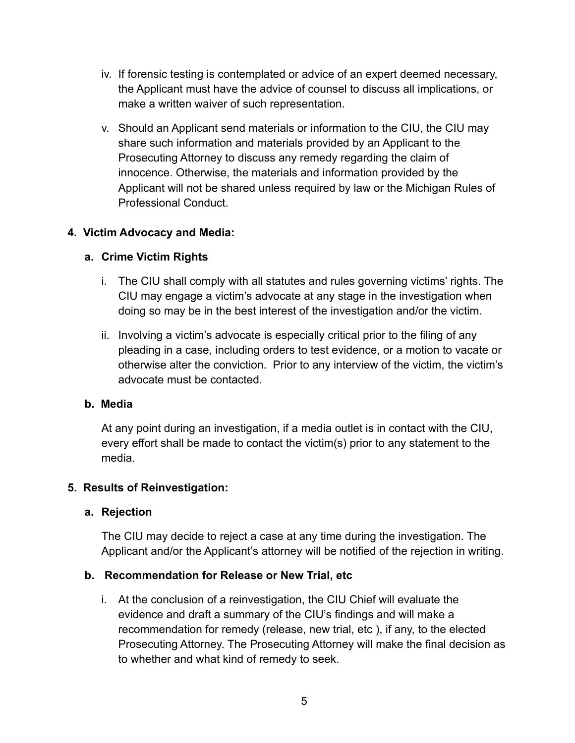iv. If forensic testing is contemplated or advice of an expert deemed necessary, the Applicant must have the advice of counsel to discuss all implications, or make a written waiver of such representation.

v. Should an Applicant send materials or information to the CIU, the CIU may share such information and materials provided by an Applicant to the Prosecuting Attorney to discuss any remedy regarding the claim of innocence. Otherwise, the materials and information provided by the Applicant will not be shared unless required by law or the Michigan Rules of Professional Conduct.

**4. Victim Advocacy and Media:**

**a. Crime Victim Rights**

i. The CIU shall comply with all statutes and rules governing victims' rights. The CIU may engage a victim's advocate at any stage in the investigation when doing so may be in the best interest of the investigation and/or the victim.

ii. Involving a victim's advocate is especially critical prior to the filing of any pleading in a case, including orders to test evidence, or a motion to vacate or otherwise alter the conviction. Prior to any interview of the victim, the victim's advocate must be contacted.

**b. Media**

At any point during an investigation, if a media outlet is in contact with the CIU, every effort shall be made to contact the victim(s) prior to any statement to the media.

**5. Results of Reinvestigation:**

**a. Rejection**

The CIU may decide to reject a case at any time during the investigation. The Applicant and/or the Applicant's attorney will be notified of the rejection in writing.

**b. Recommendation for Release or New Trial, etc**

i. At the conclusion of a reinvestigation, the CIU Chief will evaluate the evidence and draft a summary of the CIU's findings and will make a recommendation for remedy (release, new trial, etc ), if any, to the elected Prosecuting Attorney. The Prosecuting Attorney will make the final decision as to whether and what kind of remedy to seek.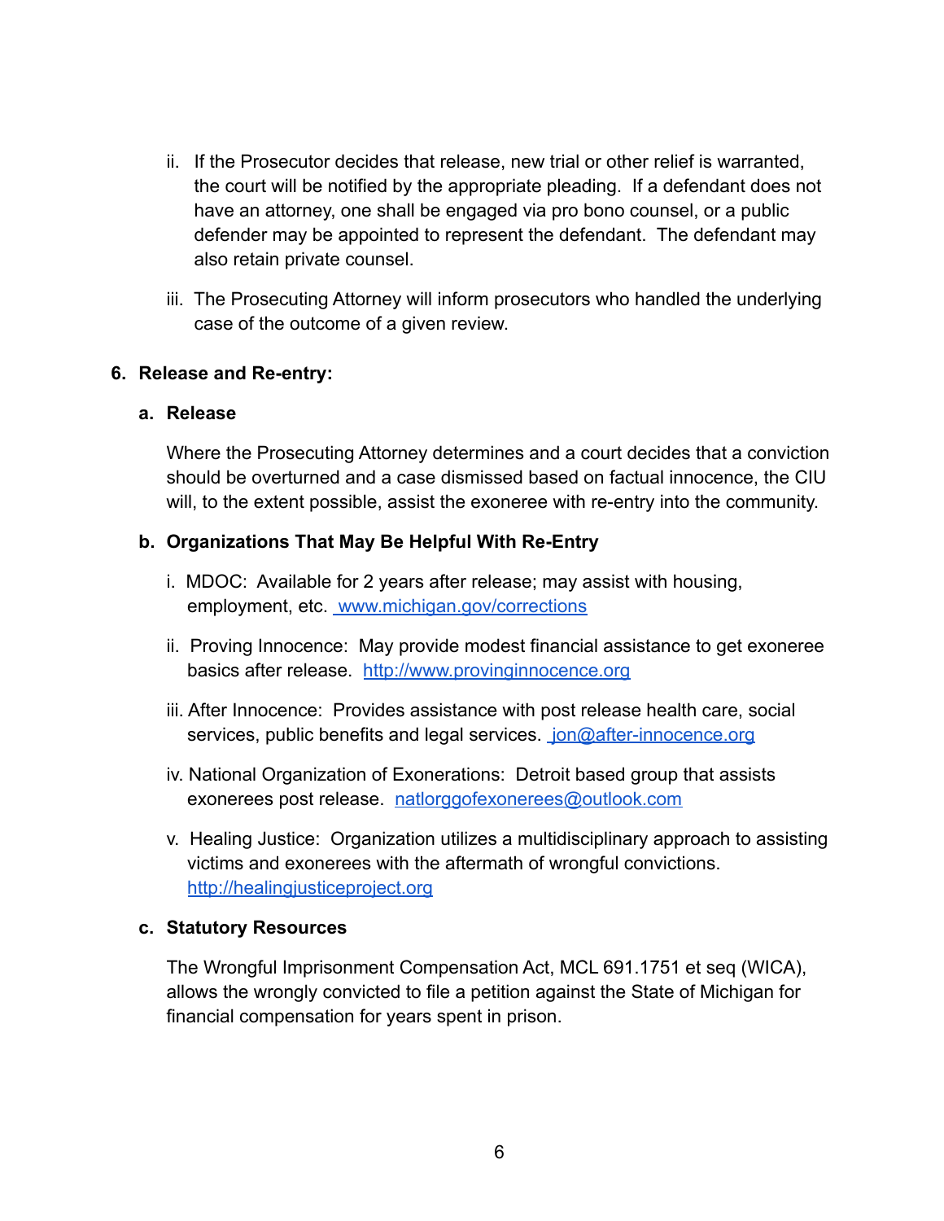ii. If the Prosecutor decides that release, new trial or other relief is warranted, the court will be notified by the appropriate pleading. If a defendant does not have an attorney, one shall be engaged via pro bono counsel, or a public defender may be appointed to represent the defendant. The defendant may also retain private counsel.

iii. The Prosecuting Attorney will inform prosecutors who handled the underlying case of the outcome of a given review.

**6. Release and Re-entry:**

**a. Release**

Where the Prosecuting Attorney determines and a court decides that a conviction should be overturned and a case dismissed based on factual innocence, the CIU will, to the extent possible, assist the exoneree with re-entry into the community.

**b. Organizations That May Be Helpful With Re-Entry**

i. MDOC: Available for 2 years after release; may assist with housing, employment, etc. www.michigan.gov/corrections

ii. Proving Innocence: May provide modest financial assistance to get exoneree basics after release. http://www.provinginnocence.org

iii. After Innocence: Provides assistance with post release health care, social services, public benefits and legal services. jon@after-innocence.org

iv. National Organization of Exonerations: Detroit based group that assists exonerees post release. natlorggofexonerees@outlook.com

v. Healing Justice: Organization utilizes a multidisciplinary approach to assisting victims and exonerees with the aftermath of wrongful convictions. http://healingjusticeproject.org

**c. Statutory Resources**

The Wrongful Imprisonment Compensation Act, MCL 691.1751 et seq (WICA), allows the wrongly convicted to file a petition against the State of Michigan for financial compensation for years spent in prison.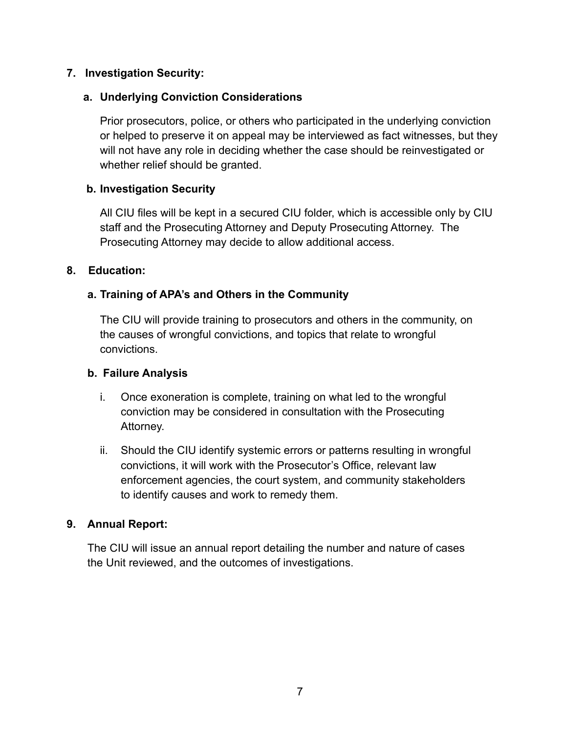**7. Investigation Security:**

**a. Underlying Conviction Considerations**

Prior prosecutors, police, or others who participated in the underlying conviction or helped to preserve it on appeal may be interviewed as fact witnesses, but they will not have any role in deciding whether the case should be reinvestigated or whether relief should be granted.

**b. Investigation Security**

All CIU files will be kept in a secured CIU folder, which is accessible only by CIU staff and the Prosecuting Attorney and Deputy Prosecuting Attorney. The Prosecuting Attorney may decide to allow additional access.

**8. Education:**

**a. Training of APA's and Others in the Community**

The CIU will provide training to prosecutors and others in the community, on the causes of wrongful convictions, and topics that relate to wrongful convictions.

**b. Failure Analysis**

i. Once exoneration is complete, training on what led to the wrongful conviction may be considered in consultation with the Prosecuting Attorney.

ii. Should the CIU identify systemic errors or patterns resulting in wrongful convictions, it will work with the Prosecutor's Office, relevant law enforcement agencies, the court system, and community stakeholders to identify causes and work to remedy them.

**9. Annual Report:**

The CIU will issue an annual report detailing the number and nature of cases the Unit reviewed, and the outcomes of investigations.